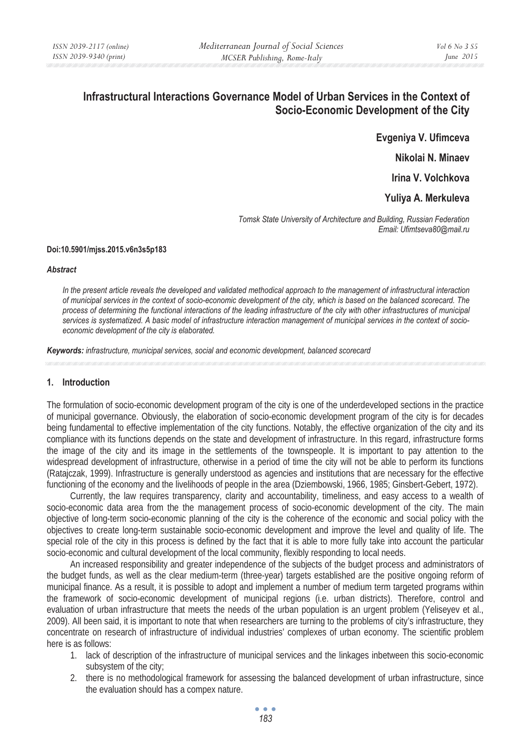# Infrastructural Interactions Governance Model of Urban Services in the Context of Socio-Economic Development of the City

**Evgeniya V. Ufimceva**

**Nikolai N. Minaev**

**Irina V. Volchkova**

**Yuliya A. Merkuleva**

*Tomsk State University of Architecture and Building, Russian Federation*
*Email: Ufimtseva80@mail.ru*

**Doi:10.5901/mjss.2015.v6n3s5p183**

***Abstract***

*In the present article reveals the developed and validated methodical approach to the management of infrastructural interaction of municipal services in the context of socio-economic development of the city, which is based on the balanced scorecard. The process of determining the functional interactions of the leading infrastructure of the city with other infrastructures of municipal services is systematized. A basic model of infrastructure interaction management of municipal services in the context of socio-economic development of the city is elaborated.*

***Keywords:*** *infrastructure, municipal services, social and economic development, balanced scorecard*

## 1. Introduction

The formulation of socio-economic development program of the city is one of the underdeveloped sections in the practice of municipal governance. Obviously, the elaboration of socio-economic development program of the city is for decades being fundamental to effective implementation of the city functions. Notably, the effective organization of the city and its compliance with its functions depends on the state and development of infrastructure. In this regard, infrastructure forms the image of the city and its image in the settlements of the townspeople. It is important to pay attention to the widespread development of infrastructure, otherwise in a period of time the city will not be able to perform its functions (Ratajczak, 1999). Infrastructure is generally understood as agencies and institutions that are necessary for the effective functioning of the economy and the livelihoods of people in the area (Dziembowski, 1966, 1985; Ginsbert-Gebert, 1972).

Currently, the law requires transparency, clarity and accountability, timeliness, and easy access to a wealth of socio-economic data area from the the management process of socio-economic development of the city. The main objective of long-term socio-economic planning of the city is the coherence of the economic and social policy with the objectives to create long-term sustainable socio-economic development and improve the level and quality of life. The special role of the city in this process is defined by the fact that it is able to more fully take into account the particular socio-economic and cultural development of the local community, flexibly responding to local needs.

An increased responsibility and greater independence of the subjects of the budget process and administrators of the budget funds, as well as the clear medium-term (three-year) targets established are the positive ongoing reform of municipal finance. As a result, it is possible to adopt and implement a number of medium term targeted programs within the framework of socio-economic development of municipal regions (i.e. urban districts). Therefore, control and evaluation of urban infrastructure that meets the needs of the urban population is an urgent problem (Yeliseyev et al., 2009). All been said, it is important to note that when researchers are turning to the problems of city's infrastructure, they concentrate on research of infrastructure of individual industries' complexes of urban economy. The scientific problem here is as follows:

1. lack of description of the infrastructure of municipal services and the linkages inbetween this socio-economic subsystem of the city;
2. there is no methodological framework for assessing the balanced development of urban infrastructure, since the evaluation should has a compex nature.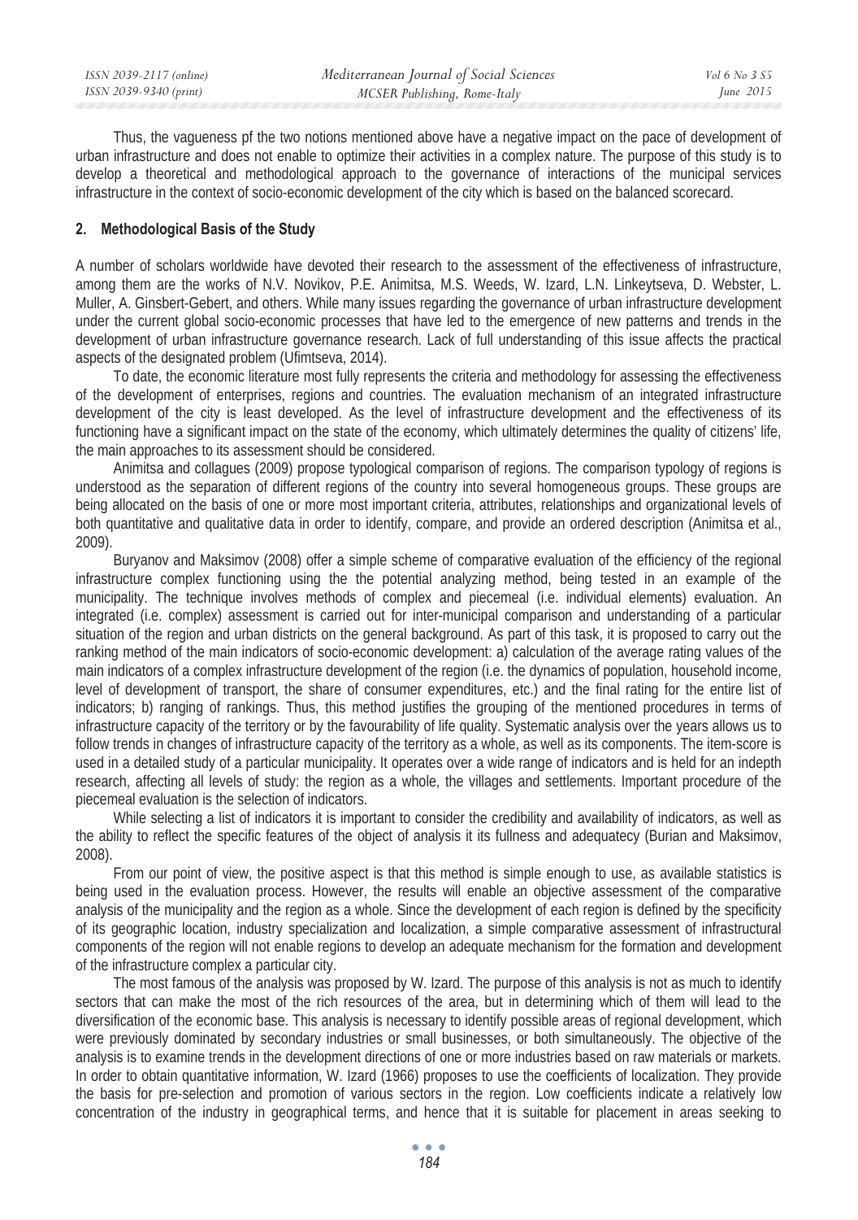Thus, the vagueness pf the two notions mentioned above have a negative impact on the pace of development of urban infrastructure and does not enable to optimize their activities in a complex nature. The purpose of this study is to develop a theoretical and methodological approach to the governance of interactions of the municipal services infrastructure in the context of socio-economic development of the city which is based on the balanced scorecard.

## 2. Methodological Basis of the Study

A number of scholars worldwide have devoted their research to the assessment of the effectiveness of infrastructure, among them are the works of N.V. Novikov, P.E. Animitsa, M.S. Weeds, W. Izard, L.N. Linkeytseva, D. Webster, L. Muller, A. Ginsbert-Gebert, and others. While many issues regarding the governance of urban infrastructure development under the current global socio-economic processes that have led to the emergence of new patterns and trends in the development of urban infrastructure governance research. Lack of full understanding of this issue affects the practical aspects of the designated problem (Ufimtseva, 2014).

To date, the economic literature most fully represents the criteria and methodology for assessing the effectiveness of the development of enterprises, regions and countries. The evaluation mechanism of an integrated infrastructure development of the city is least developed. As the level of infrastructure development and the effectiveness of its functioning have a significant impact on the state of the economy, which ultimately determines the quality of citizens' life, the main approaches to its assessment should be considered.

Animitsa and collagues (2009) propose typological comparison of regions. The comparison typology of regions is understood as the separation of different regions of the country into several homogeneous groups. These groups are being allocated on the basis of one or more most important criteria, attributes, relationships and organizational levels of both quantitative and qualitative data in order to identify, compare, and provide an ordered description (Animitsa et al., 2009).

Buryanov and Maksimov (2008) offer a simple scheme of comparative evaluation of the efficiency of the regional infrastructure complex functioning using the the potential analyzing method, being tested in an example of the municipality. The technique involves methods of complex and piecemeal (i.e. individual elements) evaluation. An integrated (i.e. complex) assessment is carried out for inter-municipal comparison and understanding of a particular situation of the region and urban districts on the general background. As part of this task, it is proposed to carry out the ranking method of the main indicators of socio-economic development: a) calculation of the average rating values of the main indicators of a complex infrastructure development of the region (i.e. the dynamics of population, household income, level of development of transport, the share of consumer expenditures, etc.) and the final rating for the entire list of indicators; b) ranging of rankings. Thus, this method justifies the grouping of the mentioned procedures in terms of infrastructure capacity of the territory or by the favourability of life quality. Systematic analysis over the years allows us to follow trends in changes of infrastructure capacity of the territory as a whole, as well as its components. The item-score is used in a detailed study of a particular municipality. It operates over a wide range of indicators and is held for an indepth research, affecting all levels of study: the region as a whole, the villages and settlements. Important procedure of the piecemeal evaluation is the selection of indicators.

While selecting a list of indicators it is important to consider the credibility and availability of indicators, as well as the ability to reflect the specific features of the object of analysis it its fullness and adequatecy (Burian and Maksimov, 2008).

From our point of view, the positive aspect is that this method is simple enough to use, as available statistics is being used in the evaluation process. However, the results will enable an objective assessment of the comparative analysis of the municipality and the region as a whole. Since the development of each region is defined by the specificity of its geographic location, industry specialization and localization, a simple comparative assessment of infrastructural components of the region will not enable regions to develop an adequate mechanism for the formation and development of the infrastructure complex a particular city.

The most famous of the analysis was proposed by W. Izard. The purpose of this analysis is not as much to identify sectors that can make the most of the rich resources of the area, but in determining which of them will lead to the diversification of the economic base. This analysis is necessary to identify possible areas of regional development, which were previously dominated by secondary industries or small businesses, or both simultaneously. The objective of the analysis is to examine trends in the development directions of one or more industries based on raw materials or markets. In order to obtain quantitative information, W. Izard (1966) proposes to use the coefficients of localization. They provide the basis for pre-selection and promotion of various sectors in the region. Low coefficients indicate a relatively low concentration of the industry in geographical terms, and hence that it is suitable for placement in areas seeking to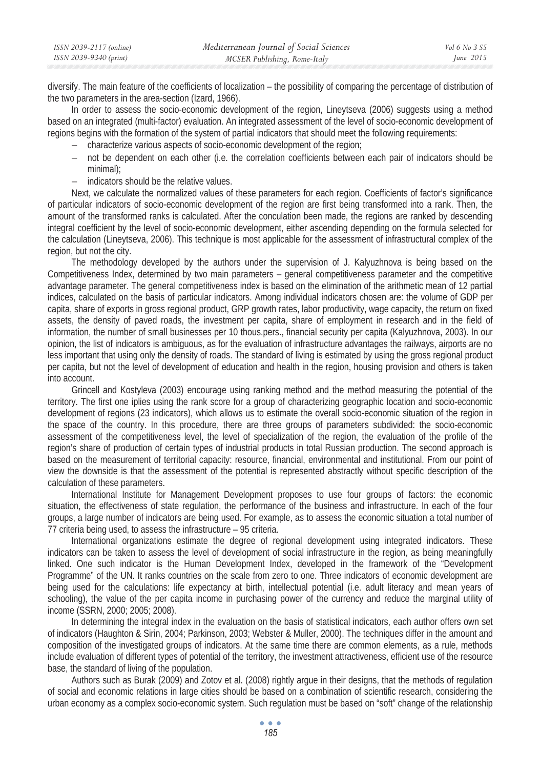diversify. The main feature of the coefficients of localization – the possibility of comparing the percentage of distribution of the two parameters in the area-section (Izard, 1966).

In order to assess the socio-economic development of the region, Lineytseva (2006) suggests using a method based on an integrated (multi-factor) evaluation. An integrated assessment of the level of socio-economic development of regions begins with the formation of the system of partial indicators that should meet the following requirements:

- characterize various aspects of socio-economic development of the region;
- not be dependent on each other (i.e. the correlation coefficients between each pair of indicators should be minimal);
- indicators should be the relative values.

Next, we calculate the normalized values of these parameters for each region. Coefficients of factor's significance of particular indicators of socio-economic development of the region are first being transformed into a rank. Then, the amount of the transformed ranks is calculated. After the conculation been made, the regions are ranked by descending integral coefficient by the level of socio-economic development, either ascending depending on the formula selected for the calculation (Lineytseva, 2006). This technique is most applicable for the assessment of infrastructural complex of the region, but not the city.

The methodology developed by the authors under the supervision of J. Kalyuzhnova is being based on the Competitiveness Index, determined by two main parameters – general competitiveness parameter and the competitive advantage parameter. The general competitiveness index is based on the elimination of the arithmetic mean of 12 partial indices, calculated on the basis of particular indicators. Among individual indicators chosen are: the volume of GDP per capita, share of exports in gross regional product, GRP growth rates, labor productivity, wage capacity, the return on fixed assets, the density of paved roads, the investment per capita, share of employment in research and in the field of information, the number of small businesses per 10 thous.pers., financial security per capita (Kalyuzhnova, 2003). In our opinion, the list of indicators is ambiguous, as for the evaluation of infrastructure advantages the railways, airports are no less important that using only the density of roads. The standard of living is estimated by using the gross regional product per capita, but not the level of development of education and health in the region, housing provision and others is taken into account.

Grincell and Kostyleva (2003) encourage using ranking method and the method measuring the potential of the territory. The first one iplies using the rank score for a group of characterizing geographic location and socio-economic development of regions (23 indicators), which allows us to estimate the overall socio-economic situation of the region in the space of the country. In this procedure, there are three groups of parameters subdivided: the socio-economic assessment of the competitiveness level, the level of specialization of the region, the evaluation of the profile of the region's share of production of certain types of industrial products in total Russian production. The second approach is based on the measurement of territorial capacity: resource, financial, environmental and institutional. From our point of view the downside is that the assessment of the potential is represented abstractly without specific description of the calculation of these parameters.

International Institute for Management Development proposes to use four groups of factors: the economic situation, the effectiveness of state regulation, the performance of the business and infrastructure. In each of the four groups, a large number of indicators are being used. For example, as to assess the economic situation a total number of 77 criteria being used, to assess the infrastructure – 95 criteria.

International organizations estimate the degree of regional development using integrated indicators. These indicators can be taken to assess the level of development of social infrastructure in the region, as being meaningfully linked. One such indicator is the Human Development Index, developed in the framework of the "Development Programme" of the UN. It ranks countries on the scale from zero to one. Three indicators of economic development are being used for the calculations: life expectancy at birth, intellectual potential (i.e. adult literacy and mean years of schooling), the value of the per capita income in purchasing power of the currency and reduce the marginal utility of income (SSRN, 2000; 2005; 2008).

In determining the integral index in the evaluation on the basis of statistical indicators, each author offers own set of indicators (Haughton & Sirin, 2004; Parkinson, 2003; Webster & Muller, 2000). The techniques differ in the amount and composition of the investigated groups of indicators. At the same time there are common elements, as a rule, methods include evaluation of different types of potential of the territory, the investment attractiveness, efficient use of the resource base, the standard of living of the population.

Authors such as Burak (2009) and Zotov et al. (2008) rightly argue in their designs, that the methods of regulation of social and economic relations in large cities should be based on a combination of scientific research, considering the urban economy as a complex socio-economic system. Such regulation must be based on "soft" change of the relationship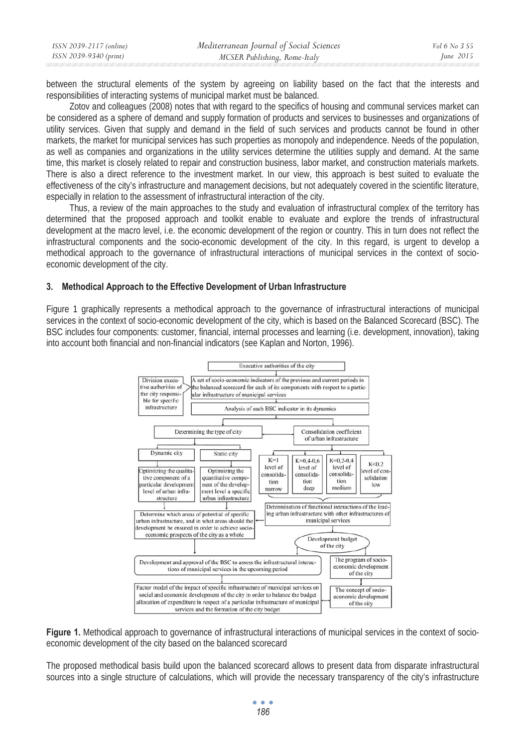between the structural elements of the system by agreeing on liability based on the fact that the interests and responsibilities of interacting systems of municipal market must be balanced.

Zotov and colleagues (2008) notes that with regard to the specifics of housing and communal services market can be considered as a sphere of demand and supply formation of products and services to businesses and organizations of utility services. Given that supply and demand in the field of such services and products cannot be found in other markets, the market for municipal services has such properties as monopoly and independence. Needs of the population, as well as companies and organizations in the utility services determine the utilities supply and demand. At the same time, this market is closely related to repair and construction business, labor market, and construction materials markets. There is also a direct reference to the investment market. In our view, this approach is best suited to evaluate the effectiveness of the city's infrastructure and management decisions, but not adequately covered in the scientific literature, especially in relation to the assessment of infrastructural interaction of the city.

Thus, a review of the main approaches to the study and evaluation of infrastructural complex of the territory has determined that the proposed approach and toolkit enable to evaluate and explore the trends of infrastructural development at the macro level, i.e. the economic development of the region or country. This in turn does not reflect the infrastructural components and the socio-economic development of the city. In this regard, is urgent to develop a methodical approach to the governance of infrastructural interactions of municipal services in the context of socio-economic development of the city.

## 3. Methodical Approach to the Effective Development of Urban Infrastructure

Figure 1 graphically represents a methodical approach to the governance of infrastructural interactions of municipal services in the context of socio-economic development of the city, which is based on the Balanced Scorecard (BSC). The BSC includes four components: customer, financial, internal processes and learning (i.e. development, innovation), taking into account both financial and non-financial indicators (see Kaplan and Norton, 1996).

Executive authorities of the city

Division executive authorities of the city responsible for specific infrastructure

A set of socio-economic indicators of the previous and current periods in the balanced scorecard for each of its components with respect to a particular infrastructure of municipal services

Analysis of each BSC indicator in its dynamics

Determining the type of city

Consolidation coefficient of urban infrastructure

Dynamic city

Static city

Optimizing the qualitative component of a particular development level of urban infrastructure

Optimizing the quantitative component of the development level a specific urban infrastructure

K=1 level of consolidation narrow

K=0,4-0,6 level of consolidation deep

K=0,2-0,4 level of consolidation medium

K<0,2 level of consolidation low

Determine which areas of potential of specific urban infrastructure, and in what areas should the development be ensured in order to achieve socio-economic prospects of the city as a whole

Determination of functional interactions of the leading urban infrastructure with other infrastructures of municipal services

Development budget of the city

Development and approval of the BSC to assess the infrastructural interactions of municipal services in the upcoming period

The program of socio-economic development of the city

Factor model of the impact of specific infrastructure of municipal services on social and economic development of the city in order to balance the budget allocation of expenditure in respect of a particular infrastructure of municipal services and the formation of the city budget

The concept of socio-economic development of the city

**Figure 1.** Methodical approach to governance of infrastructural interactions of municipal services in the context of socio-economic development of the city based on the balanced scorecard

The proposed methodical basis build upon the balanced scorecard allows to present data from disparate infrastructural sources into a single structure of calculations, which will provide the necessary transparency of the city's infrastructure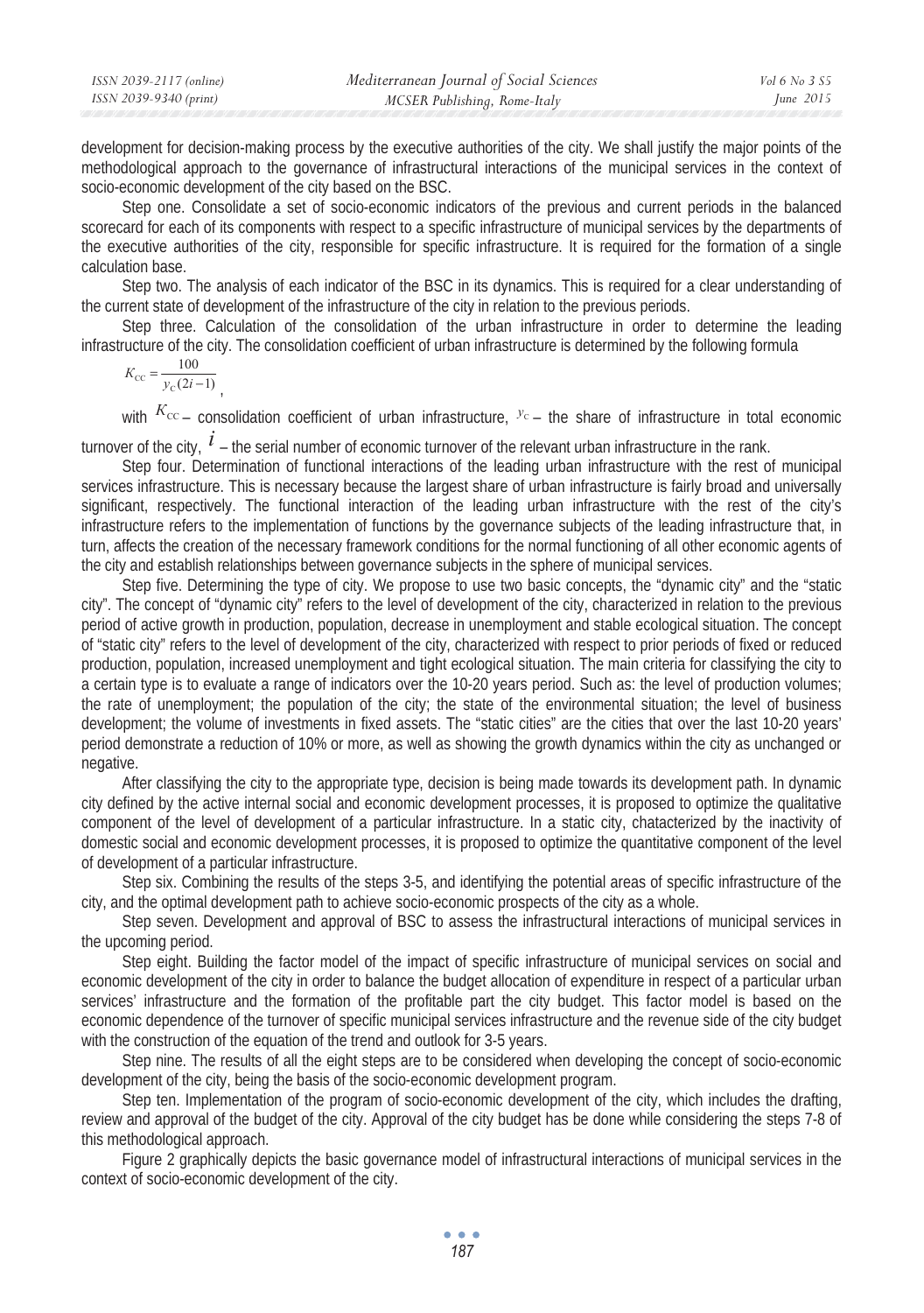development for decision-making process by the executive authorities of the city. We shall justify the major points of the methodological approach to the governance of infrastructural interactions of the municipal services in the context of socio-economic development of the city based on the BSC.

Step one. Consolidate a set of socio-economic indicators of the previous and current periods in the balanced scorecard for each of its components with respect to a specific infrastructure of municipal services by the departments of the executive authorities of the city, responsible for specific infrastructure. It is required for the formation of a single calculation base.

Step two. The analysis of each indicator of the BSC in its dynamics. This is required for a clear understanding of the current state of development of the infrastructure of the city in relation to the previous periods.

Step three. Calculation of the consolidation of the urban infrastructure in order to determine the leading infrastructure of the city. The consolidation coefficient of urban infrastructure is determined by the following formula

$$K_{CC} = \frac{100}{y_C(2i-1)},$$

with $K_{CC}$ – consolidation coefficient of urban infrastructure, $y_C$ – the share of infrastructure in total economic turnover of the city, $i$ – the serial number of economic turnover of the relevant urban infrastructure in the rank.

Step four. Determination of functional interactions of the leading urban infrastructure with the rest of municipal services infrastructure. This is necessary because the largest share of urban infrastructure is fairly broad and universally significant, respectively. The functional interaction of the leading urban infrastructure with the rest of the city's infrastructure refers to the implementation of functions by the governance subjects of the leading infrastructure that, in turn, affects the creation of the necessary framework conditions for the normal functioning of all other economic agents of the city and establish relationships between governance subjects in the sphere of municipal services.

Step five. Determining the type of city. We propose to use two basic concepts, the "dynamic city" and the "static city". The concept of "dynamic city" refers to the level of development of the city, characterized in relation to the previous period of active growth in production, population, decrease in unemployment and stable ecological situation. The concept of "static city" refers to the level of development of the city, characterized with respect to prior periods of fixed or reduced production, population, increased unemployment and tight ecological situation. The main criteria for classifying the city to a certain type is to evaluate a range of indicators over the 10-20 years period. Such as: the level of production volumes; the rate of unemployment; the population of the city; the state of the environmental situation; the level of business development; the volume of investments in fixed assets. The "static cities" are the cities that over the last 10-20 years' period demonstrate a reduction of 10% or more, as well as showing the growth dynamics within the city as unchanged or negative.

After classifying the city to the appropriate type, decision is being made towards its development path. In dynamic city defined by the active internal social and economic development processes, it is proposed to optimize the qualitative component of the level of development of a particular infrastructure. In a static city, chatacterized by the inactivity of domestic social and economic development processes, it is proposed to optimize the quantitative component of the level of development of a particular infrastructure.

Step six. Combining the results of the steps 3-5, and identifying the potential areas of specific infrastructure of the city, and the optimal development path to achieve socio-economic prospects of the city as a whole.

Step seven. Development and approval of BSC to assess the infrastructural interactions of municipal services in the upcoming period.

Step eight. Building the factor model of the impact of specific infrastructure of municipal services on social and economic development of the city in order to balance the budget allocation of expenditure in respect of a particular urban services' infrastructure and the formation of the profitable part the city budget. This factor model is based on the economic dependence of the turnover of specific municipal services infrastructure and the revenue side of the city budget with the construction of the equation of the trend and outlook for 3-5 years.

Step nine. The results of all the eight steps are to be considered when developing the concept of socio-economic development of the city, being the basis of the socio-economic development program.

Step ten. Implementation of the program of socio-economic development of the city, which includes the drafting, review and approval of the budget of the city. Approval of the city budget has be done while considering the steps 7-8 of this methodological approach.

Figure 2 graphically depicts the basic governance model of infrastructural interactions of municipal services in the context of socio-economic development of the city.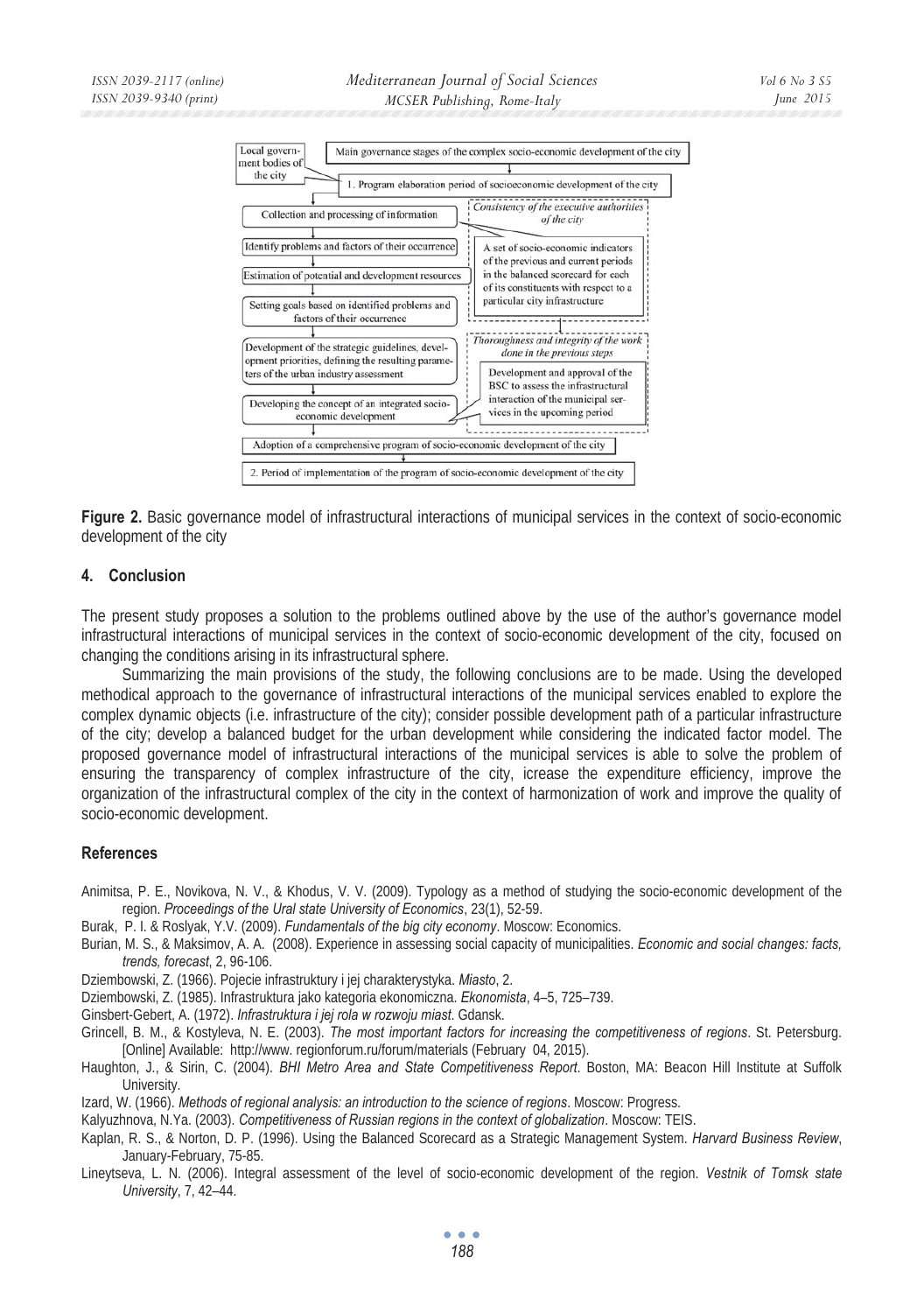Local government bodies of the city

Main governance stages of the complex socio-economic development of the city

1. Program elaboration period of socioeconomic development of the city

Collection and processing of information

Identify problems and factors of their occurrence

Estimation of potential and development resources

Setting goals based on identified problems and factors of their occurrence

Consistency of the executive authorities of the city

A set of socio-economic indicators of the previous and current periods in the balanced scorecard for each of its constituents with respect to a particular city infrastructure

Development of the strategic guidelines, development priorities, defining the resulting parameters of the urban industry assessment

Developing the concept of an integrated socio-economic development

Thoroughness and integrity of the work done in the previous steps

Development and approval of the BSC to assess the infrastructural interaction of the municipal services in the upcoming period

Adoption of a comprehensive program of socio-economic development of the city

2. Period of implementation of the program of socio-economic development of the city

**Figure 2.** Basic governance model of infrastructural interactions of municipal services in the context of socio-economic development of the city

## 4. Conclusion

The present study proposes a solution to the problems outlined above by the use of the author's governance model infrastructural interactions of municipal services in the context of socio-economic development of the city, focused on changing the conditions arising in its infrastructural sphere.

Summarizing the main provisions of the study, the following conclusions are to be made. Using the developed methodical approach to the governance of infrastructural interactions of the municipal services enabled to explore the complex dynamic objects (i.e. infrastructure of the city); consider possible development path of a particular infrastructure of the city; develop a balanced budget for the urban development while considering the indicated factor model. The proposed governance model of infrastructural interactions of the municipal services is able to solve the problem of ensuring the transparency of complex infrastructure of the city, icrease the expenditure efficiency, improve the organization of the infrastructural complex of the city in the context of harmonization of work and improve the quality of socio-economic development.

## References

Animitsa, P. E., Novikova, N. V., & Khodus, V. V. (2009). Typology as a method of studying the socio-economic development of the region. *Proceedings of the Ural state University of Economics*, 23(1), 52-59.

Burak, P. I. & Roslyak, Y.V. (2009). *Fundamentals of the big city economy*. Moscow: Economics.

Burian, M. S., & Maksimov, A. A. (2008). Experience in assessing social capacity of municipalities. *Economic and social changes: facts, trends, forecast*, 2, 96-106.

Dziembowski, Z. (1966). Pojecie infrastruktury i jej charakterystyka. *Miasto*, 2.

Dziembowski, Z. (1985). Infrastruktura jako kategoria ekonomiczna. *Ekonomista*, 4–5, 725–739.

Ginsbert-Gebert, A. (1972). *Infrastruktura i jej rola w rozwoju miast*. Gdansk.

Grincell, B. M., & Kostyleva, N. E. (2003). *The most important factors for increasing the competitiveness of regions*. St. Petersburg. [Online] Available: http://www. regionforum.ru/forum/materials (February 04, 2015).

Haughton, J., & Sirin, C. (2004). *BHI Metro Area and State Competitiveness Report*. Boston, MA: Beacon Hill Institute at Suffolk University.

Izard, W. (1966). *Methods of regional analysis: an introduction to the science of regions*. Moscow: Progress.

Kalyuzhnova, N.Ya. (2003). *Competitiveness of Russian regions in the context of globalization*. Moscow: TEIS.

Kaplan, R. S., & Norton, D. P. (1996). Using the Balanced Scorecard as a Strategic Management System. *Harvard Business Review*, January-February, 75-85.

Lineytseva, L. N. (2006). Integral assessment of the level of socio-economic development of the region. *Vestnik of Tomsk state University*, 7, 42–44.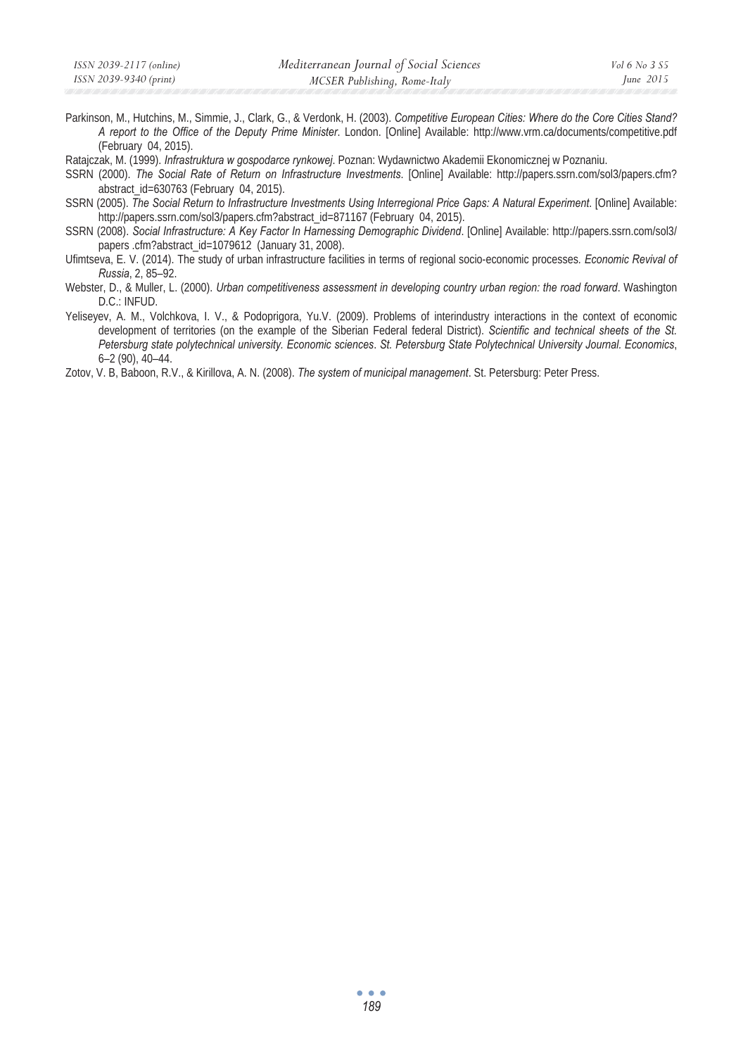Parkinson, M., Hutchins, M., Simmie, J., Clark, G., & Verdonk, H. (2003). *Competitive European Cities: Where do the Core Cities Stand? A report to the Office of the Deputy Prime Minister*. London. [Online] Available: http://www.vrm.ca/documents/competitive.pdf (February 04, 2015).

Ratajczak, M. (1999). *Infrastruktura w gospodarce rynkowej*. Poznan: Wydawnictwo Akademii Ekonomicznej w Poznaniu.

SSRN (2000). *The Social Rate of Return on Infrastructure Investments*. [Online] Available: http://papers.ssrn.com/sol3/papers.cfm?abstract_id=630763 (February 04, 2015).

SSRN (2005). *The Social Return to Infrastructure Investments Using Interregional Price Gaps: A Natural Experiment*. [Online] Available: http://papers.ssrn.com/sol3/papers.cfm?abstract_id=871167 (February 04, 2015).

SSRN (2008). *Social Infrastructure: A Key Factor In Harnessing Demographic Dividend*. [Online] Available: http://papers.ssrn.com/sol3/papers .cfm?abstract_id=1079612 (January 31, 2008).

Ufimtseva, E. V. (2014). The study of urban infrastructure facilities in terms of regional socio-economic processes. *Economic Revival of Russia*, 2, 85–92.

Webster, D., & Muller, L. (2000). *Urban competitiveness assessment in developing country urban region: the road forward*. Washington D.C.: INFUD.

Yeliseyev, A. M., Volchkova, I. V., & Podoprigora, Yu.V. (2009). Problems of interindustry interactions in the context of economic development of territories (on the example of the Siberian Federal federal District). *Scientific and technical sheets of the St. Petersburg state polytechnical university. Economic sciences*. *St. Petersburg State Polytechnical University Journal. Economics*, 6–2 (90), 40–44.

Zotov, V. B, Baboon, R.V., & Kirillova, A. N. (2008). *The system of municipal management*. St. Petersburg: Peter Press.